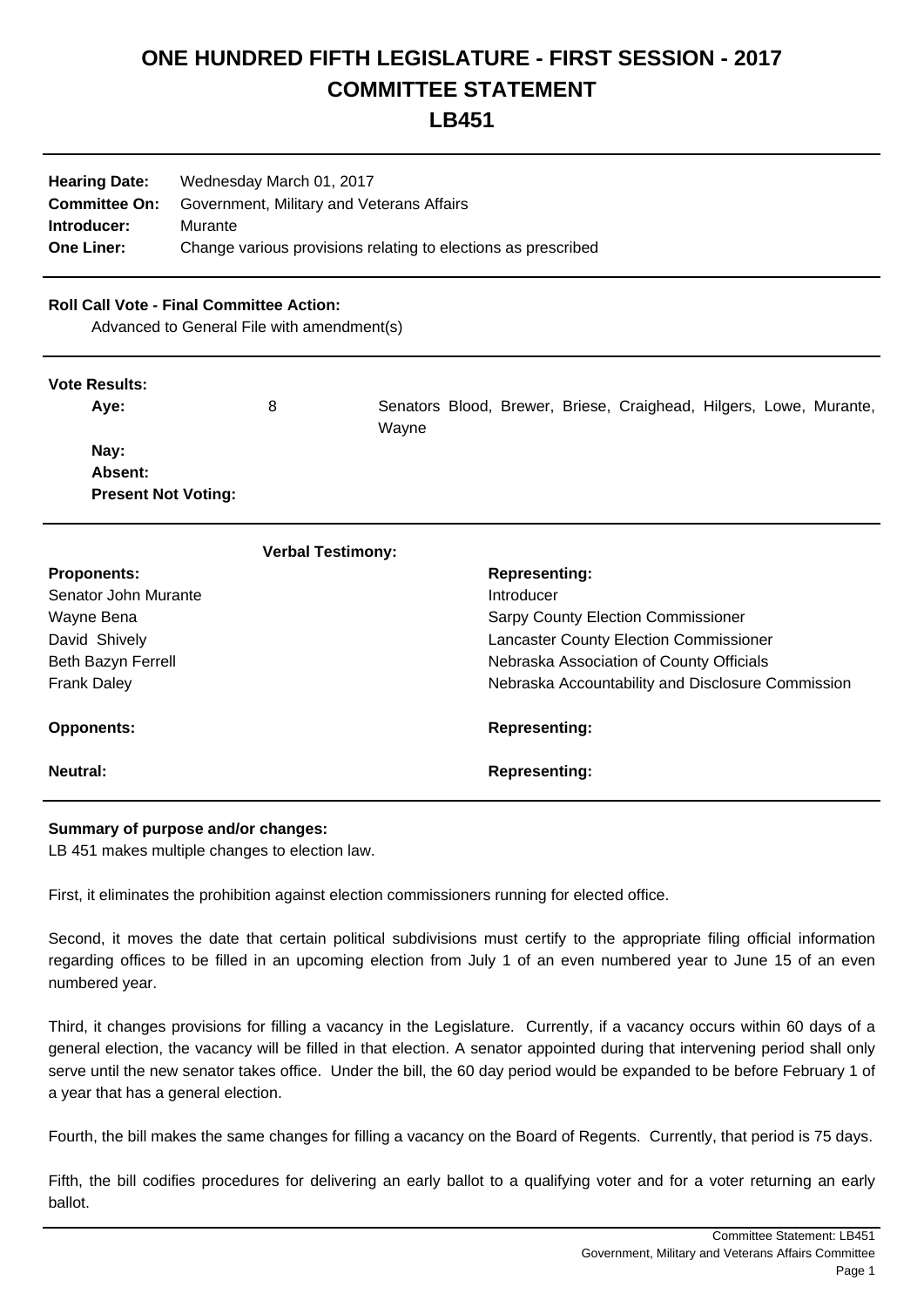# ONE HUNDRED FIFTH LEGISLATURE - FIRST SESSION - 2017
# COMMITTEE STATEMENT
# LB451

| | |
|---|---|
| **Hearing Date:** | Wednesday March 01, 2017 |
| **Committee On:** | Government, Military and Veterans Affairs |
| **Introducer:** | Murante |
| **One Liner:** | Change various provisions relating to elections as prescribed |

**Roll Call Vote - Final Committee Action:**

Advanced to General File with amendment(s)

**Vote Results:**

| | | |
|---|---|---|
| **Aye:** | 8 | Senators Blood, Brewer, Briese, Craighead, Hilgers, Lowe, Murante, Wayne |
| **Nay:** | | |
| **Absent:** | | |
| **Present Not Voting:** | | |

**Verbal Testimony:**

| **Proponents:** | **Representing:** |
|---|---|
| Senator John Murante | Introducer |
| Wayne Bena | Sarpy County Election Commissioner |
| David Shively | Lancaster County Election Commissioner |
| Beth Bazyn Ferrell | Nebraska Association of County Officials |
| Frank Daley | Nebraska Accountability and Disclosure Commission |
| **Opponents:** | **Representing:** |
| **Neutral:** | **Representing:** |

**Summary of purpose and/or changes:**

LB 451 makes multiple changes to election law.

First, it eliminates the prohibition against election commissioners running for elected office.

Second, it moves the date that certain political subdivisions must certify to the appropriate filing official information regarding offices to be filled in an upcoming election from July 1 of an even numbered year to June 15 of an even numbered year.

Third, it changes provisions for filling a vacancy in the Legislature. Currently, if a vacancy occurs within 60 days of a general election, the vacancy will be filled in that election. A senator appointed during that intervening period shall only serve until the new senator takes office. Under the bill, the 60 day period would be expanded to be before February 1 of a year that has a general election.

Fourth, the bill makes the same changes for filling a vacancy on the Board of Regents. Currently, that period is 75 days.

Fifth, the bill codifies procedures for delivering an early ballot to a qualifying voter and for a voter returning an early ballot.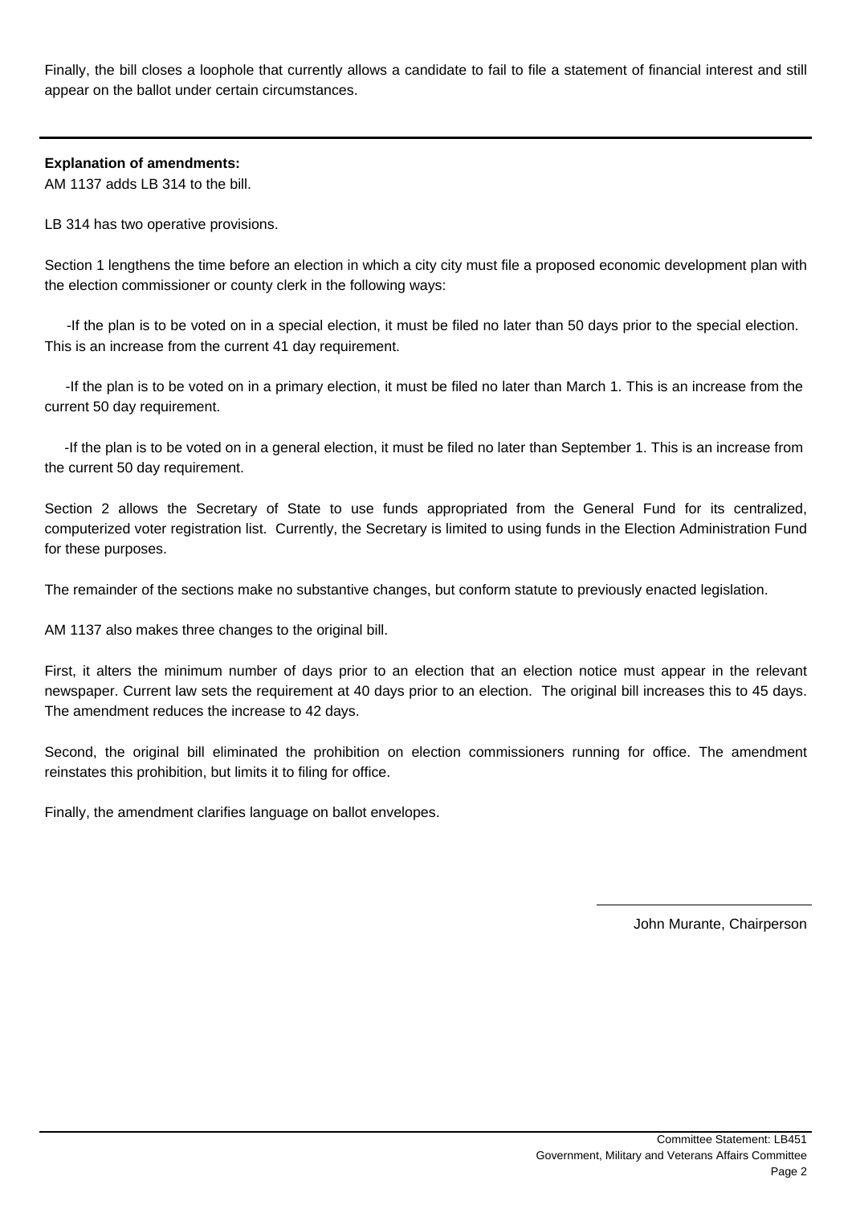Finally, the bill closes a loophole that currently allows a candidate to fail to file a statement of financial interest and still appear on the ballot under certain circumstances.

---

**Explanation of amendments:**

AM 1137 adds LB 314 to the bill.

LB 314 has two operative provisions.

Section 1 lengthens the time before an election in which a city city must file a proposed economic development plan with the election commissioner or county clerk in the following ways:

-If the plan is to be voted on in a special election, it must be filed no later than 50 days prior to the special election. This is an increase from the current 41 day requirement.

-If the plan is to be voted on in a primary election, it must be filed no later than March 1. This is an increase from the current 50 day requirement.

-If the plan is to be voted on in a general election, it must be filed no later than September 1. This is an increase from the current 50 day requirement.

Section 2 allows the Secretary of State to use funds appropriated from the General Fund for its centralized, computerized voter registration list. Currently, the Secretary is limited to using funds in the Election Administration Fund for these purposes.

The remainder of the sections make no substantive changes, but conform statute to previously enacted legislation.

AM 1137 also makes three changes to the original bill.

First, it alters the minimum number of days prior to an election that an election notice must appear in the relevant newspaper. Current law sets the requirement at 40 days prior to an election. The original bill increases this to 45 days. The amendment reduces the increase to 42 days.

Second, the original bill eliminated the prohibition on election commissioners running for office. The amendment reinstates this prohibition, but limits it to filing for office.

Finally, the amendment clarifies language on ballot envelopes.

John Murante, Chairperson